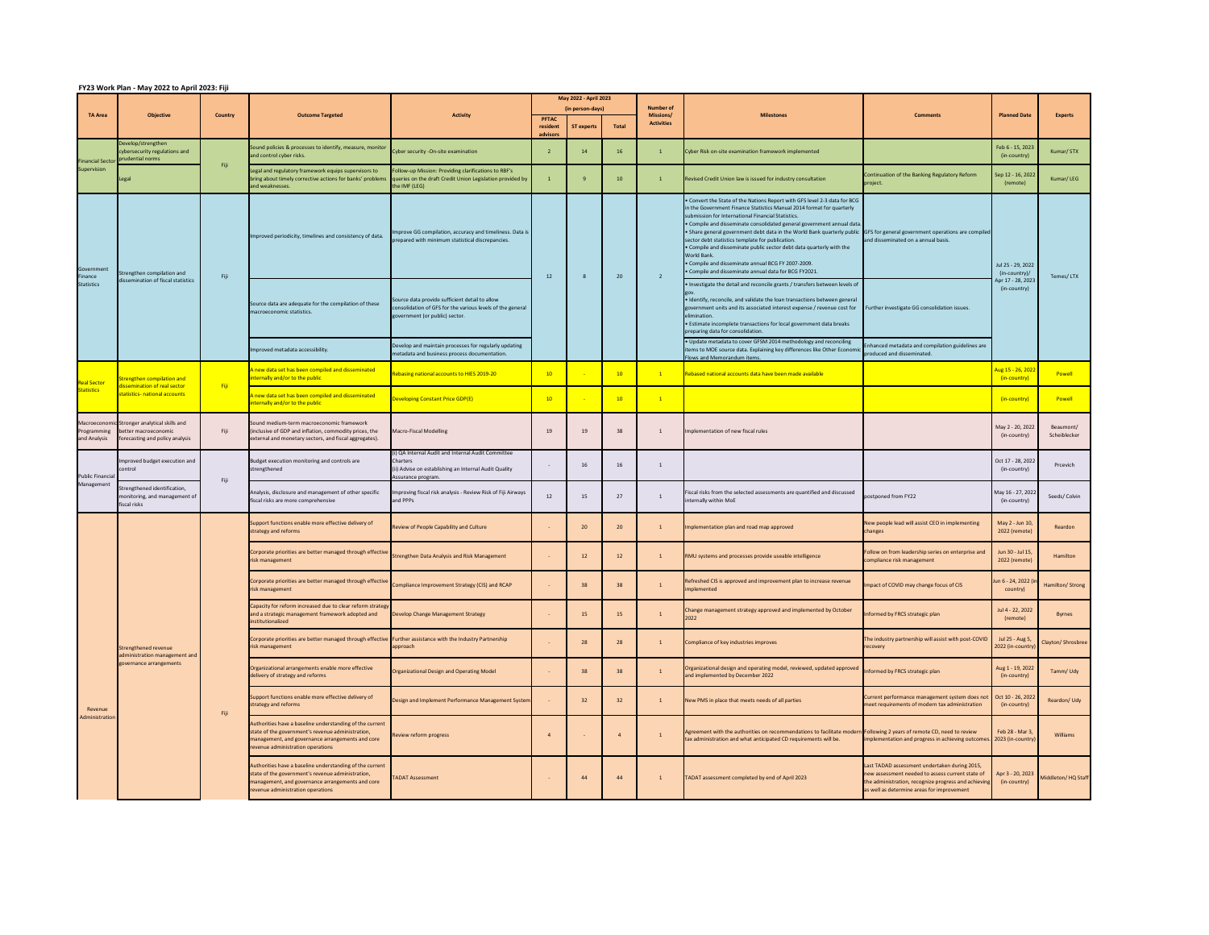## FY23 Work Plan - May 2022 to April 2023: Fiji

| TA Area | Objective | Country | Outcome Targeted | Activity | May 2022 - April 2023 (in person-days) | | | Number of Missions/ Activities | Milestones | Comments | Planned Date | Experts |
|---|---|---|---|---|---|---|---|---|---|---|---|---|
| | | | | | PFTAC resident advisors | ST experts | Total | | | | | |
| Financial Sector Supervision | Develop/strengthen cybersecurity regulations and prudential norms | Fiji | Sound policies & processes to identify, measure, monitor and control cyber risks. | Cyber security -On-site examination | 2 | 14 | 16 | 1 | Cyber Risk on-site examination framework implemented | | Feb 6 - 15, 2023 (in-country) | Kumar/ STX |
| | Legal | | Legal and regulatory framework equips supervisors to bring about timely corrective actions for banks' problems and weaknesses. | Follow-up Mission: Providing clarifications to RBF's queries on the draft Credit Union Legislation provided by the IMF (LEG) | 1 | 9 | 10 | 1 | Revised Credit Union law is issued for industry consultation | Continuation of the Banking Regulatory Reform project. | Sep 12 - 16, 2022 (remote) | Kumar/ LEG |
| Government Finance Statistics | Strengthen compilation and dissemination of fiscal statistics | Fiji | Improved periodicity, timelines and consistency of data. | Improve GG compilation, accuracy and timeliness. Data is prepared with minimum statistical discrepancies. | 12 | 8 | 20 | 2 | • Convert the State of the Nations Report with GFS level 2-3 data for BCG in the Government Finance Statistics Manual 2014 format for quarterly submission for International Financial Statistics.<br>• Compile and disseminate consolidated general government annual data.<br>• Share general government debt data in the World Bank quarterly public sector debt statistics template for publication.<br>• Compile and disseminate public sector debt data quarterly with the World Bank.<br>• Compile and disseminate annual BCG FY 2007-2009.<br>• Compile and disseminate annual data for BCG FY2021. | GFS for general government operations are compiled and disseminated on a annual basis. | Jul 25 - 29, 2022 (in-country)/ Apr 17 - 28, 2023 (in-country) | Temes/ LTX |
| | | | Source data are adequate for the compilation of these macroeconomic statistics. | Source data provide sufficient detail to allow consolidation of GFS for the various levels of the general government (or public) sector. | | | | | • Investigate the detail and reconcile grants / transfers between levels of gov.<br>• Identify, reconcile, and validate the loan transactions between general government units and its associated interest expense / revenue cost for elimination.<br>• Estimate incomplete transactions for local government data breaks preparing data for consolidation. | Further investigate GG consolidation issues. | | |
| | | | Improved metadata accessibility. | Develop and maintain processes for regularly updating metadata and business process documentation. | | | | | • Update metadata to cover GFSM 2014 methodology and reconciling items to MOE source data. Explaining key differences like Other Economic Flows and Memorandum items. | Enhanced metadata and compilation guidelines are produced and disseminated. | | |
| Real Sector Statistics | Strengthen compilation and dissemination of real sector statistics- national accounts | Fiji | A new data set has been compiled and disseminated internally and/or to the public | Rebasing national accounts to HIES 2019-20 | 10 | - | 10 | 1 | Rebased national accounts data have been made available | | Aug 15 - 26, 2022 (in-country) | Powell |
| | | | A new data set has been compiled and disseminated internally and/or to the public | Developing Constant Price GDP(E) | 10 | - | 10 | 1 | | | (in-country) | Powell |
| Macroeconomic Programming and Analysis | Stronger analytical skills and better macroeconomic forecasting and policy analysis | Fiji | Sound medium-term macroeconomic framework (inclusive of GDP and inflation, commodity prices, the external and monetary sectors, and fiscal aggregates). | Macro-Fiscal Modelling | 19 | 19 | 38 | 1 | Implementation of new fiscal rules | | May 2 - 20, 2022 (in-country) | Beaumont/ Scheiblecker |
| Public Financial Management | Improved budget execution and control | Fiji | Budget execution monitoring and controls are strengthened | (i) QA Internal Audit and Internal Audit Committee Charters<br>(ii) Advise on establishing an Internal Audit Quality Assurance program. | - | 16 | 16 | 1 | | | Oct 17 - 28, 2022 (in-country) | Prcevich |
| | Strengthened identification, monitoring, and management of fiscal risks | | Analysis, disclosure and management of other specific fiscal risks are more comprehensive | Improving fiscal risk analysis - Review Risk of Fiji Airways and PPPs | 12 | 15 | 27 | 1 | Fiscal risks from the selected assessments are quantified and discussed internally within MoE | postponed from FY22 | May 16 - 27, 2022 (in-country) | Seeds/ Colvin |
| Revenue Administration | Strengthened revenue administration management and governance arrangements | Fiji | Support functions enable more effective delivery of strategy and reforms | Review of People Capability and Culture | - | 20 | 20 | 1 | Implementation plan and road map approved | New people lead will assist CEO in implementing changes | May 2 - Jun 10, 2022 (remote) | Reardon |
| | | | Corporate priorities are better managed through effective risk management | Strengthen Data Analysis and Risk Management | - | 12 | 12 | 1 | RMU systems and processes provide useable intelligence | Follow on from leadership series on enterprise and compliance risk management | Jun 30 - Jul 15, 2022 (remote) | Hamilton |
| | | | Corporate priorities are better managed through effective risk management | Compliance Improvement Strategy (CIS) and RCAP | - | 38 | 38 | 1 | Refreshed CIS is approved and improvement plan to increase revenue implemented | Impact of COVID may change focus of CIS | Jun 6 - 24, 2022 (in country) | Hamilton/ Strong |
| | | | Capacity for reform increased due to clear reform strategy and a strategic management framework adopted and institutionalized | Develop Change Management Strategy | - | 15 | 15 | 1 | Change management strategy approved and implemented by October 2022 | Informed by FRCS strategic plan | Jul 4 - 22, 2022 (remote) | Byrnes |
| | | | Corporate priorities are better managed through effective risk management | Further assistance with the Industry Partnership approach | - | 28 | 28 | 1 | Compliance of key industries improves | The industry partnership will assist with post-COVID recovery | Jul 25 - Aug 5, 2022 (in-country) | Clayton/ Shrosbree |
| | | | Organizational arrangements enable more effective delivery of strategy and reforms | Organizational Design and Operating Model | - | 38 | 38 | 1 | Organizational design and operating model, reviewed, updated approved and implemented by December 2022 | Informed by FRCS strategic plan | Aug 1 - 19, 2022 (in-country) | Tamm/ Udy |
| | | | Support functions enable more effective delivery of strategy and reforms | Design and Implement Performance Management System | - | 32 | 32 | 1 | New PMS in place that meets needs of all parties | Current performance management system does not meet requirements of modern tax administration | Oct 10 - 26, 2022 (in-country) | Reardon/ Udy |
| | | | Authorities have a baseline understanding of the current state of the government's revenue administration, management, and governance arrangements and core revenue administration operations | Review reform progress | 4 | - | 4 | 1 | Agreement with the authorities on recommendations to facilitate modern tax administration and what anticipated CD requirements will be. | Following 2 years of remote CD, need to review implementation and progress in achieving outcomes. | Feb 28 - Mar 3, 2023 (in-country) | Williams |
| | | | Authorities have a baseline understanding of the current state of the government's revenue administration, management, and governance arrangements and core revenue administration operations | TADAT Assessment | - | 44 | 44 | 1 | TADAT assessment completed by end of April 2023 | Last TADAD assessment undertaken during 2015, new assessment needed to assess current state of the administration, recognize progress and achieving as well as determine areas for improvement | Apr 3 - 20, 2023 (in-country) | Middleton/ HQ Staff |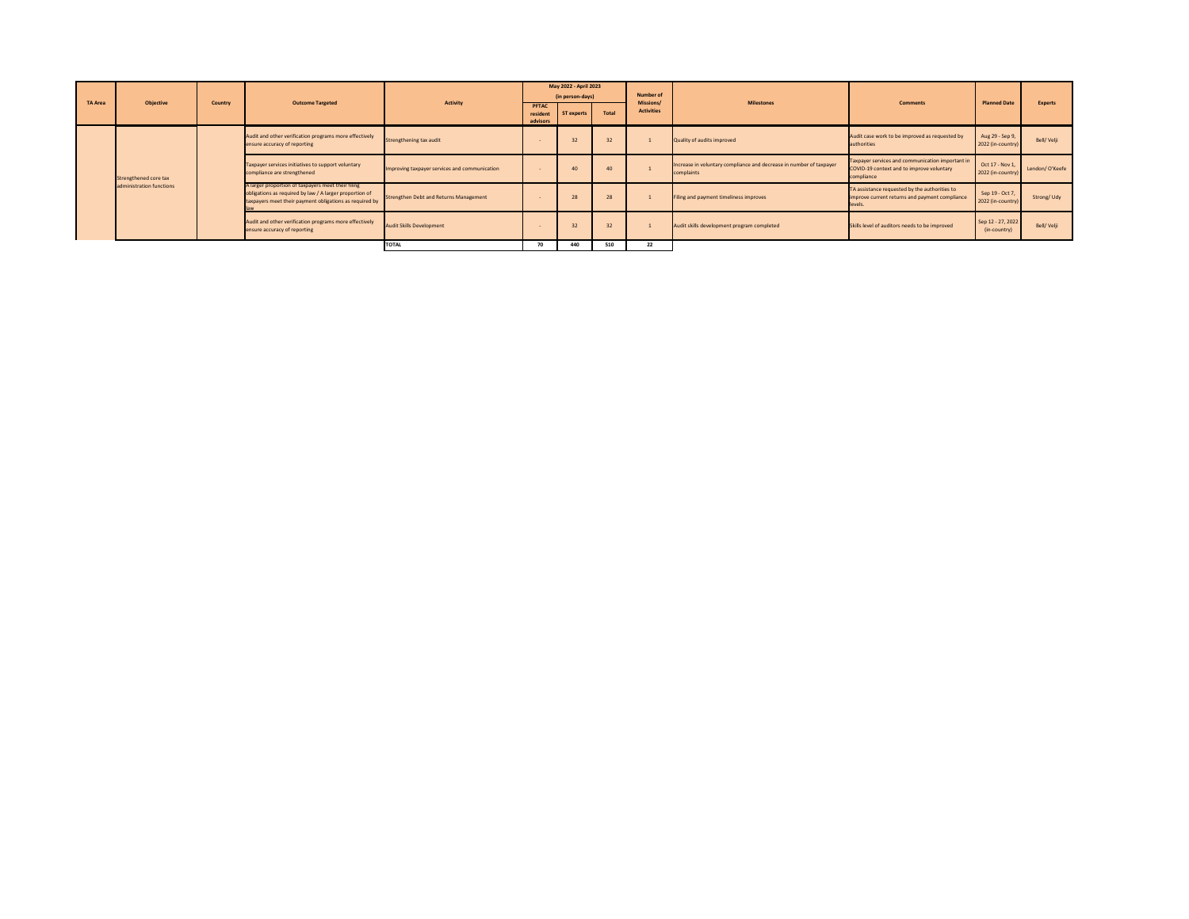| TA Area | Objective | Country | Outcome Targeted | Activity | May 2022 - April 2023 (in person-days) | | | Number of Missions/ Activities | Milestones | Comments | Planned Date | Experts |
|---|---|---|---|---|---|---|---|---|---|---|---|---|
| | | | | | PFTAC resident advisors | ST experts | Total | | | | | |
| | Strengthened core tax administration functions | | Audit and other verification programs more effectively ensure accuracy of reporting | Strengthening tax audit | - | 32 | 32 | 1 | Quality of audits improved | Audit case work to be improved as requested by authorities | Aug 29 - Sep 9, 2022 (in-country) | Bell/ Velji |
| | | | Taxpayer services initiatives to support voluntary compliance are strengthened | Improving taxpayer services and communication | - | 40 | 40 | 1 | Increase in voluntary compliance and decrease in number of taxpayer complaints | Taxpayer services and communication important in COVID-19 context and to improve voluntary compliance | Oct 17 - Nov 1, 2022 (in-country) | Lendon/ O'Keefe |
| | | | A larger proportion of taxpayers meet their filing obligations as required by law / A larger proportion of taxpayers meet their payment obligations as required by law | Strengthen Debt and Returns Management | - | 28 | 28 | 1 | Filing and payment timeliness improves | TA assistance requested by the authorities to improve current returns and payment compliance levels. | Sep 19 - Oct 7, 2022 (in-country) | Strong/ Udy |
| | | | Audit and other verification programs more effectively ensure accuracy of reporting | Audit Skills Development | - | 32 | 32 | 1 | Audit skills development program completed | Skills level of auditors needs to be improved | Sep 12 - 27, 2022 (in-country) | Bell/ Velji |
| | | | | TOTAL | 70 | 440 | 510 | 22 | | | | |